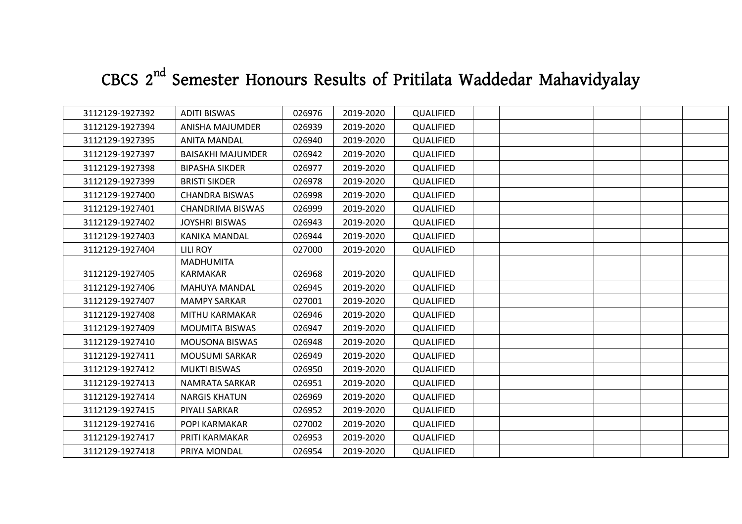# CBCS 2$^{nd}$ Semester Honours Results of Pritilata Waddedar Mahavidyalay

| | | | | | | | | | |
|---|---|---|---|---|---|---|---|---|---|
| 3112129-1927392 | ADITI BISWAS | 026976 | 2019-2020 | QUALIFIED | | | | | |
| 3112129-1927394 | ANISHA MAJUMDER | 026939 | 2019-2020 | QUALIFIED | | | | | |
| 3112129-1927395 | ANITA MANDAL | 026940 | 2019-2020 | QUALIFIED | | | | | |
| 3112129-1927397 | BAISAKHI MAJUMDER | 026942 | 2019-2020 | QUALIFIED | | | | | |
| 3112129-1927398 | BIPASHA SIKDER | 026977 | 2019-2020 | QUALIFIED | | | | | |
| 3112129-1927399 | BRISTI SIKDER | 026978 | 2019-2020 | QUALIFIED | | | | | |
| 3112129-1927400 | CHANDRA BISWAS | 026998 | 2019-2020 | QUALIFIED | | | | | |
| 3112129-1927401 | CHANDRIMA BISWAS | 026999 | 2019-2020 | QUALIFIED | | | | | |
| 3112129-1927402 | JOYSHRI BISWAS | 026943 | 2019-2020 | QUALIFIED | | | | | |
| 3112129-1927403 | KANIKA MANDAL | 026944 | 2019-2020 | QUALIFIED | | | | | |
| 3112129-1927404 | LILI ROY | 027000 | 2019-2020 | QUALIFIED | | | | | |
| 3112129-1927405 | MADHUMITA KARMAKAR | 026968 | 2019-2020 | QUALIFIED | | | | | |
| 3112129-1927406 | MAHUYA MANDAL | 026945 | 2019-2020 | QUALIFIED | | | | | |
| 3112129-1927407 | MAMPY SARKAR | 027001 | 2019-2020 | QUALIFIED | | | | | |
| 3112129-1927408 | MITHU KARMAKAR | 026946 | 2019-2020 | QUALIFIED | | | | | |
| 3112129-1927409 | MOUMITA BISWAS | 026947 | 2019-2020 | QUALIFIED | | | | | |
| 3112129-1927410 | MOUSONA BISWAS | 026948 | 2019-2020 | QUALIFIED | | | | | |
| 3112129-1927411 | MOUSUMI SARKAR | 026949 | 2019-2020 | QUALIFIED | | | | | |
| 3112129-1927412 | MUKTI BISWAS | 026950 | 2019-2020 | QUALIFIED | | | | | |
| 3112129-1927413 | NAMRATA SARKAR | 026951 | 2019-2020 | QUALIFIED | | | | | |
| 3112129-1927414 | NARGIS KHATUN | 026969 | 2019-2020 | QUALIFIED | | | | | |
| 3112129-1927415 | PIYALI SARKAR | 026952 | 2019-2020 | QUALIFIED | | | | | |
| 3112129-1927416 | POPI KARMAKAR | 027002 | 2019-2020 | QUALIFIED | | | | | |
| 3112129-1927417 | PRITI KARMAKAR | 026953 | 2019-2020 | QUALIFIED | | | | | |
| 3112129-1927418 | PRIYA MONDAL | 026954 | 2019-2020 | QUALIFIED | | | | | |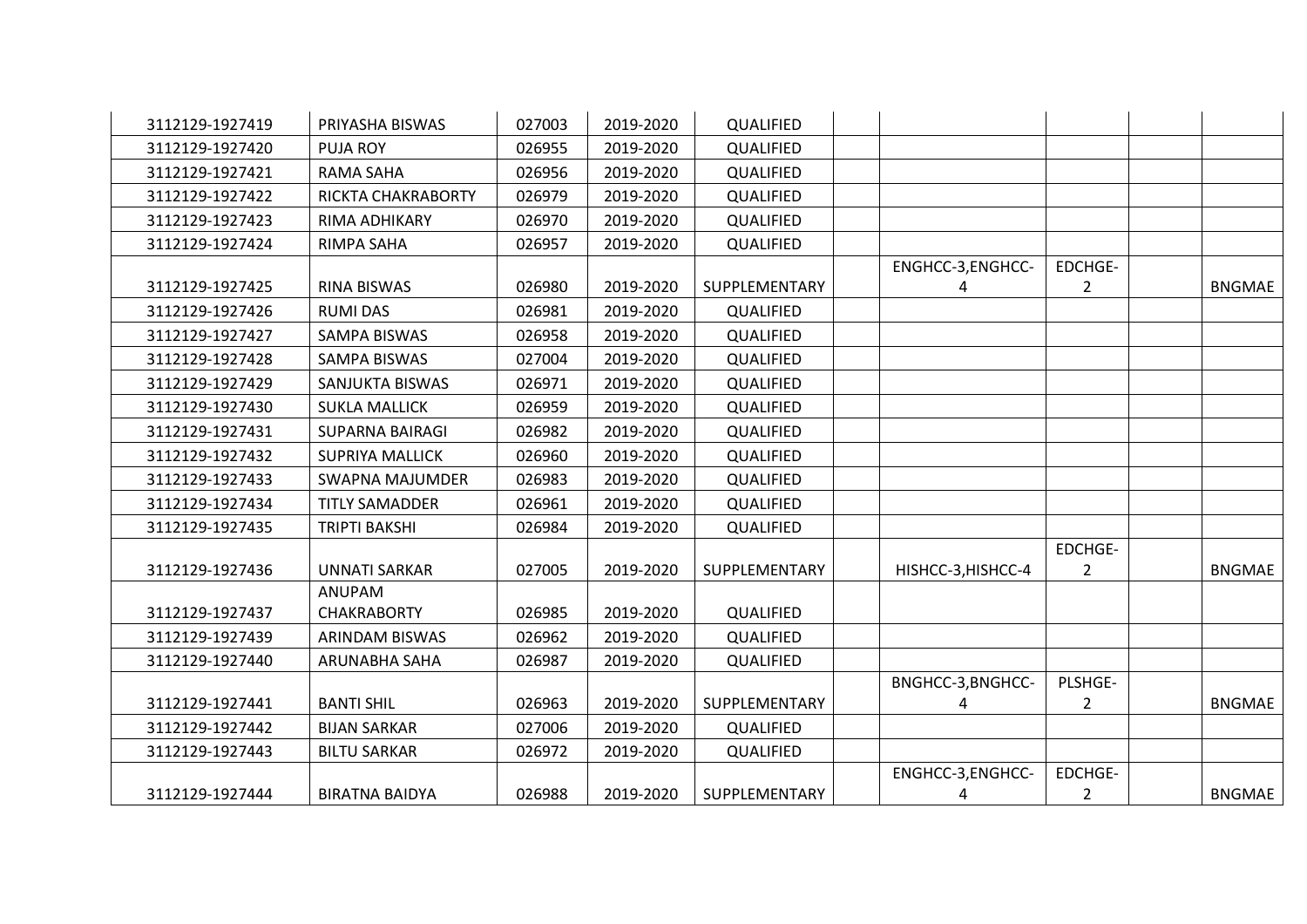| | | | | | | | | | |
|---|---|---|---|---|---|---|---|---|---|
| 3112129-1927419 | PRIYASHA BISWAS | 027003 | 2019-2020 | QUALIFIED | | | | | |
| 3112129-1927420 | PUJA ROY | 026955 | 2019-2020 | QUALIFIED | | | | | |
| 3112129-1927421 | RAMA SAHA | 026956 | 2019-2020 | QUALIFIED | | | | | |
| 3112129-1927422 | RICKTA CHAKRABORTY | 026979 | 2019-2020 | QUALIFIED | | | | | |
| 3112129-1927423 | RIMA ADHIKARY | 026970 | 2019-2020 | QUALIFIED | | | | | |
| 3112129-1927424 | RIMPA SAHA | 026957 | 2019-2020 | QUALIFIED | | | | | |
| 3112129-1927425 | RINA BISWAS | 026980 | 2019-2020 | SUPPLEMENTARY | | ENGHCC-3,ENGHCC-4 | EDCHGE-2 | | BNGMAE |
| 3112129-1927426 | RUMI DAS | 026981 | 2019-2020 | QUALIFIED | | | | | |
| 3112129-1927427 | SAMPA BISWAS | 026958 | 2019-2020 | QUALIFIED | | | | | |
| 3112129-1927428 | SAMPA BISWAS | 027004 | 2019-2020 | QUALIFIED | | | | | |
| 3112129-1927429 | SANJUKTA BISWAS | 026971 | 2019-2020 | QUALIFIED | | | | | |
| 3112129-1927430 | SUKLA MALLICK | 026959 | 2019-2020 | QUALIFIED | | | | | |
| 3112129-1927431 | SUPARNA BAIRAGI | 026982 | 2019-2020 | QUALIFIED | | | | | |
| 3112129-1927432 | SUPRIYA MALLICK | 026960 | 2019-2020 | QUALIFIED | | | | | |
| 3112129-1927433 | SWAPNA MAJUMDER | 026983 | 2019-2020 | QUALIFIED | | | | | |
| 3112129-1927434 | TITLY SAMADDER | 026961 | 2019-2020 | QUALIFIED | | | | | |
| 3112129-1927435 | TRIPTI BAKSHI | 026984 | 2019-2020 | QUALIFIED | | | | | |
| 3112129-1927436 | UNNATI SARKAR | 027005 | 2019-2020 | SUPPLEMENTARY | | HISHCC-3,HISHCC-4 | EDCHGE-2 | | BNGMAE |
| 3112129-1927437 | ANUPAM CHAKRABORTY | 026985 | 2019-2020 | QUALIFIED | | | | | |
| 3112129-1927439 | ARINDAM BISWAS | 026962 | 2019-2020 | QUALIFIED | | | | | |
| 3112129-1927440 | ARUNABHA SAHA | 026987 | 2019-2020 | QUALIFIED | | | | | |
| 3112129-1927441 | BANTI SHIL | 026963 | 2019-2020 | SUPPLEMENTARY | | BNGHCC-3,BNGHCC-4 | PLSHGE-2 | | BNGMAE |
| 3112129-1927442 | BIJAN SARKAR | 027006 | 2019-2020 | QUALIFIED | | | | | |
| 3112129-1927443 | BILTU SARKAR | 026972 | 2019-2020 | QUALIFIED | | | | | |
| 3112129-1927444 | BIRATNA BAIDYA | 026988 | 2019-2020 | SUPPLEMENTARY | | ENGHCC-3,ENGHCC-4 | EDCHGE-2 | | BNGMAE |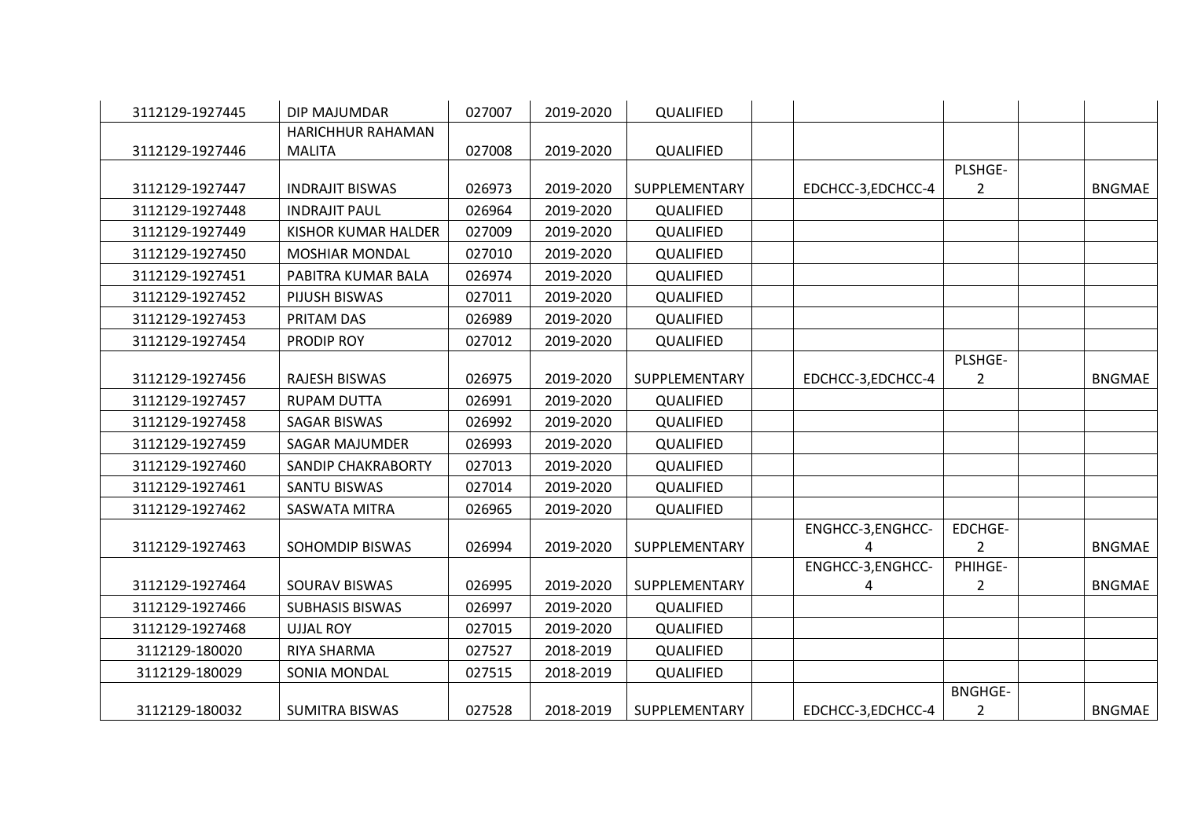| | | | | | | | | | |
|---|---|---|---|---|---|---|---|---|---|
| 3112129-1927445 | DIP MAJUMDAR | 027007 | 2019-2020 | QUALIFIED | | | | | |
| 3112129-1927446 | HARICHHUR RAHAMAN MALITA | 027008 | 2019-2020 | QUALIFIED | | | | | |
| 3112129-1927447 | INDRAJIT BISWAS | 026973 | 2019-2020 | SUPPLEMENTARY | | EDCHCC-3,EDCHCC-4 | PLSHGE-2 | | BNGMAE |
| 3112129-1927448 | INDRAJIT PAUL | 026964 | 2019-2020 | QUALIFIED | | | | | |
| 3112129-1927449 | KISHOR KUMAR HALDER | 027009 | 2019-2020 | QUALIFIED | | | | | |
| 3112129-1927450 | MOSHIAR MONDAL | 027010 | 2019-2020 | QUALIFIED | | | | | |
| 3112129-1927451 | PABITRA KUMAR BALA | 026974 | 2019-2020 | QUALIFIED | | | | | |
| 3112129-1927452 | PIJUSH BISWAS | 027011 | 2019-2020 | QUALIFIED | | | | | |
| 3112129-1927453 | PRITAM DAS | 026989 | 2019-2020 | QUALIFIED | | | | | |
| 3112129-1927454 | PRODIP ROY | 027012 | 2019-2020 | QUALIFIED | | | | | |
| 3112129-1927456 | RAJESH BISWAS | 026975 | 2019-2020 | SUPPLEMENTARY | | EDCHCC-3,EDCHCC-4 | PLSHGE-2 | | BNGMAE |
| 3112129-1927457 | RUPAM DUTTA | 026991 | 2019-2020 | QUALIFIED | | | | | |
| 3112129-1927458 | SAGAR BISWAS | 026992 | 2019-2020 | QUALIFIED | | | | | |
| 3112129-1927459 | SAGAR MAJUMDER | 026993 | 2019-2020 | QUALIFIED | | | | | |
| 3112129-1927460 | SANDIP CHAKRABORTY | 027013 | 2019-2020 | QUALIFIED | | | | | |
| 3112129-1927461 | SANTU BISWAS | 027014 | 2019-2020 | QUALIFIED | | | | | |
| 3112129-1927462 | SASWATA MITRA | 026965 | 2019-2020 | QUALIFIED | | | | | |
| 3112129-1927463 | SOHOMDIP BISWAS | 026994 | 2019-2020 | SUPPLEMENTARY | | ENGHCC-3,ENGHCC-4 | EDCHGE-2 | | BNGMAE |
| 3112129-1927464 | SOURAV BISWAS | 026995 | 2019-2020 | SUPPLEMENTARY | | ENGHCC-3,ENGHCC-4 | PHIHGE-2 | | BNGMAE |
| 3112129-1927466 | SUBHASIS BISWAS | 026997 | 2019-2020 | QUALIFIED | | | | | |
| 3112129-1927468 | UJJAL ROY | 027015 | 2019-2020 | QUALIFIED | | | | | |
| 3112129-180020 | RIYA SHARMA | 027527 | 2018-2019 | QUALIFIED | | | | | |
| 3112129-180029 | SONIA MONDAL | 027515 | 2018-2019 | QUALIFIED | | | | | |
| 3112129-180032 | SUMITRA BISWAS | 027528 | 2018-2019 | SUPPLEMENTARY | | EDCHCC-3,EDCHCC-4 | BNGHGE-2 | | BNGMAE |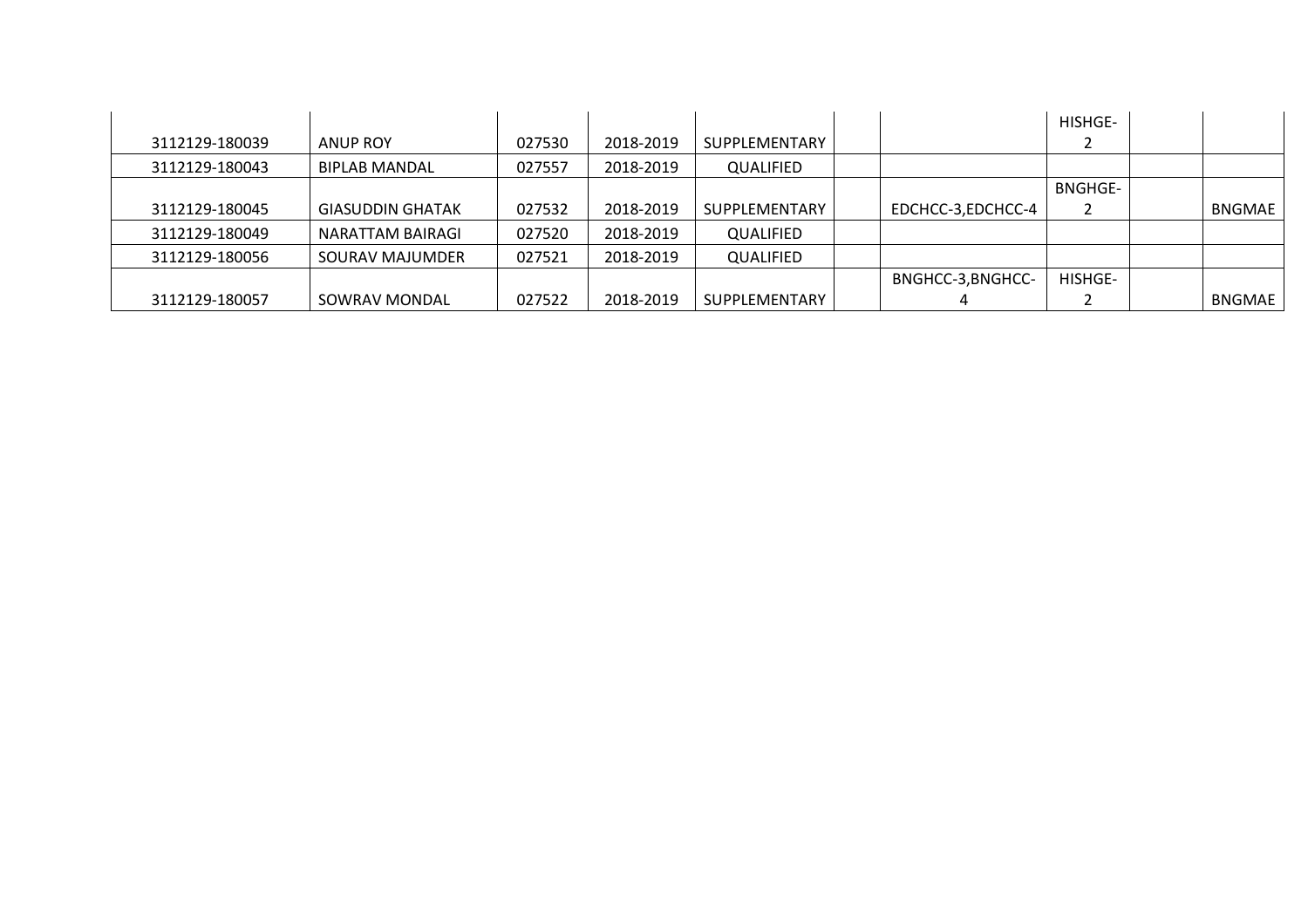| | | | | | | | | | |
|---|---|---|---|---|---|---|---|---|---|
| 3112129-180039 | ANUP ROY | 027530 | 2018-2019 | SUPPLEMENTARY | | | HISHGE-2 | | |
| 3112129-180043 | BIPLAB MANDAL | 027557 | 2018-2019 | QUALIFIED | | | | | |
| 3112129-180045 | GIASUDDIN GHATAK | 027532 | 2018-2019 | SUPPLEMENTARY | | EDCHCC-3,EDCHCC-4 | BNGHGE-2 | | BNGMAE |
| 3112129-180049 | NARATTAM BAIRAGI | 027520 | 2018-2019 | QUALIFIED | | | | | |
| 3112129-180056 | SOURAV MAJUMDER | 027521 | 2018-2019 | QUALIFIED | | | | | |
| 3112129-180057 | SOWRAV MONDAL | 027522 | 2018-2019 | SUPPLEMENTARY | | BNGHCC-3,BNGHCC-4 | HISHGE-2 | | BNGMAE |